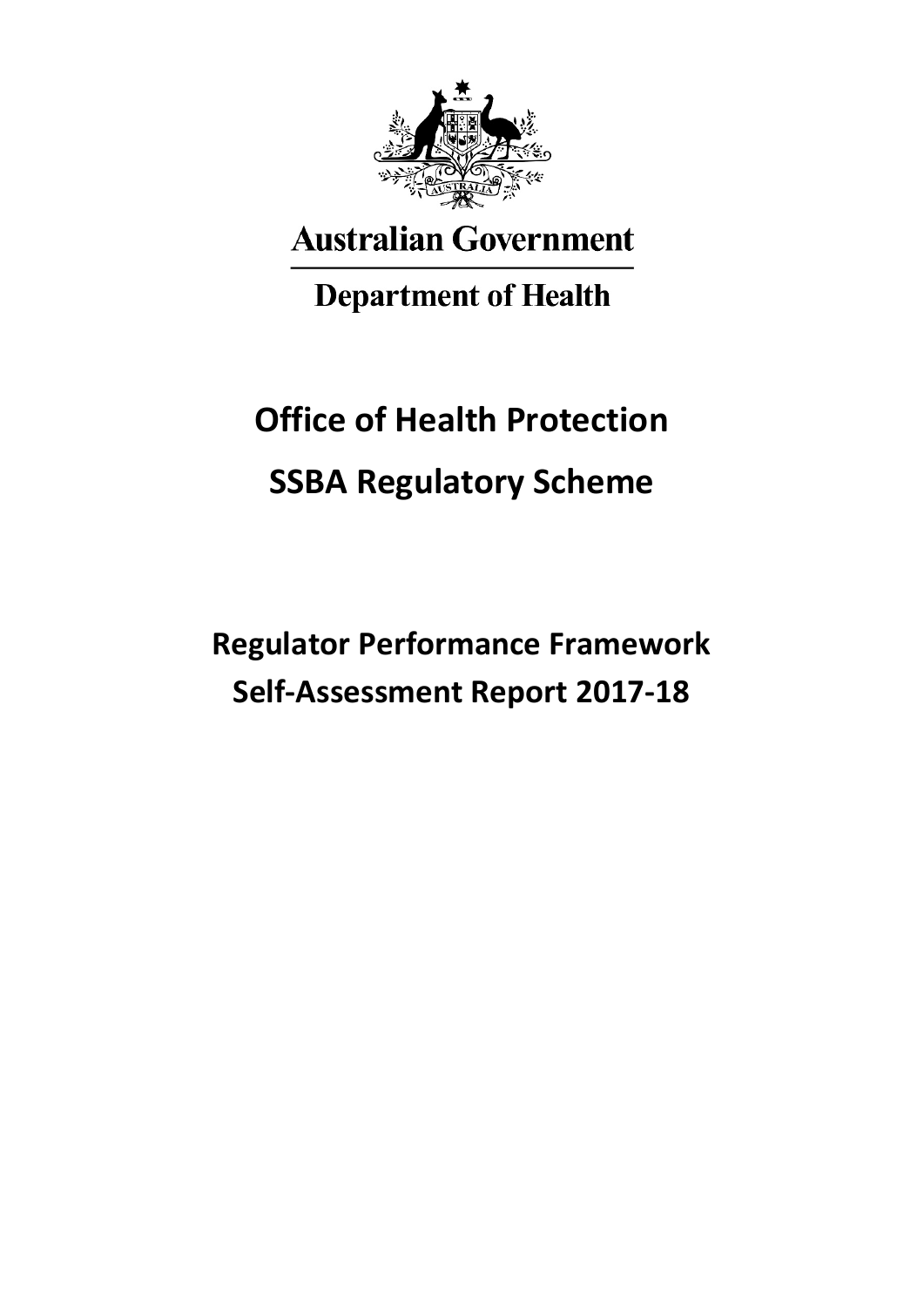Australian Government

Department of Health

# Office of Health Protection

# SSBA Regulatory Scheme

## Regulator Performance Framework Self-Assessment Report 2017-18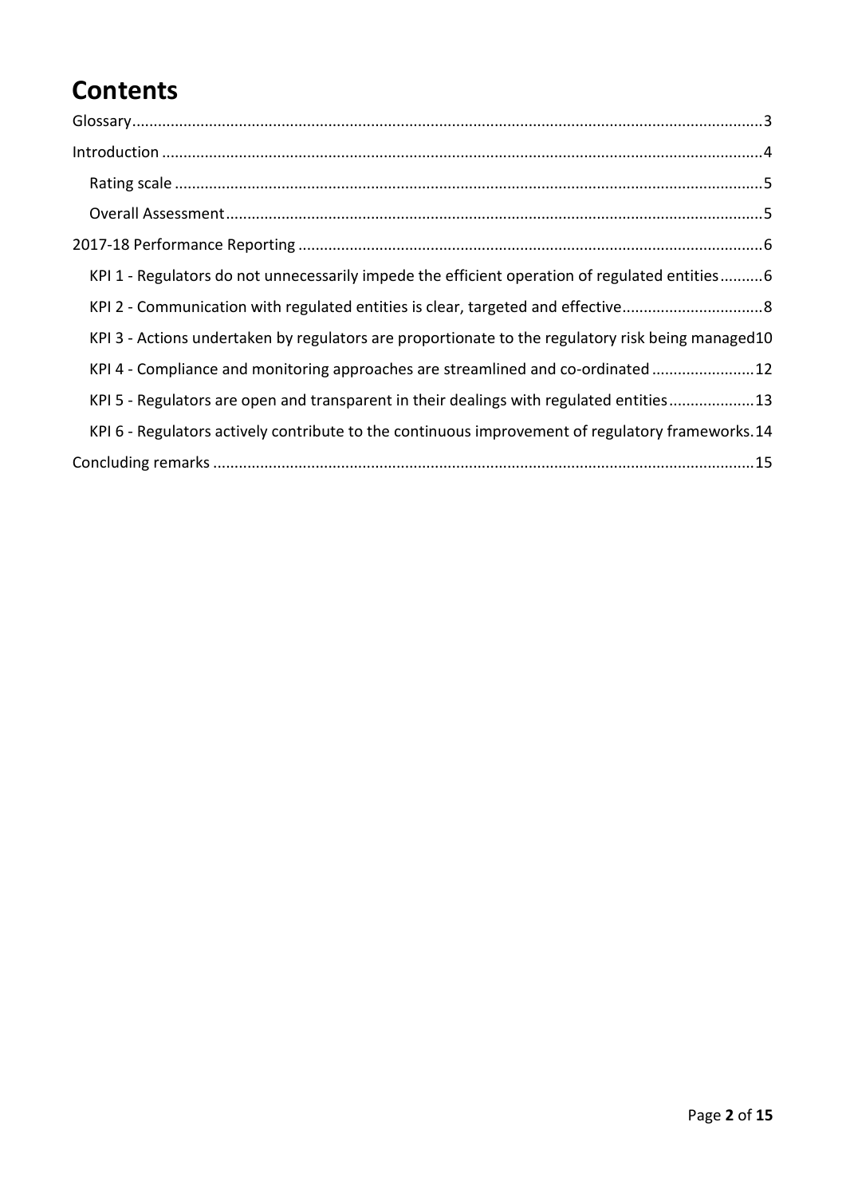# Contents

Glossary .....3
Introduction .....4
- Rating scale .....5
- Overall Assessment .....5

2017-18 Performance Reporting .....6
- KPI 1 - Regulators do not unnecessarily impede the efficient operation of regulated entities .....6
- KPI 2 - Communication with regulated entities is clear, targeted and effective .....8
- KPI 3 - Actions undertaken by regulators are proportionate to the regulatory risk being managed .....10
- KPI 4 - Compliance and monitoring approaches are streamlined and co-ordinated .....12
- KPI 5 - Regulators are open and transparent in their dealings with regulated entities .....13
- KPI 6 - Regulators actively contribute to the continuous improvement of regulatory frameworks .....14

Concluding remarks .....15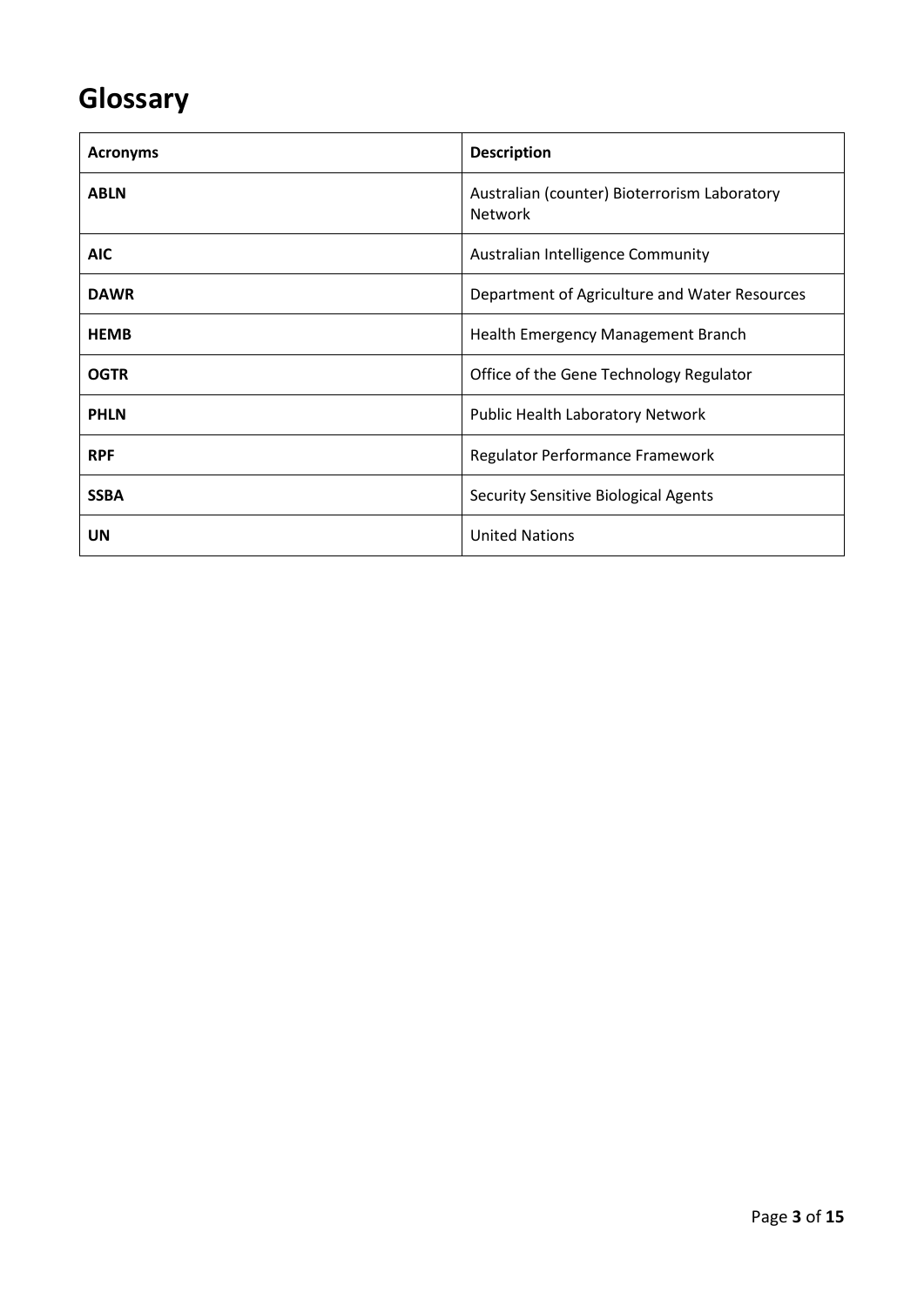# Glossary

| **Acronyms** | **Description** |
| --- | --- |
| **ABLN** | Australian (counter) Bioterrorism Laboratory Network |
| **AIC** | Australian Intelligence Community |
| **DAWR** | Department of Agriculture and Water Resources |
| **HEMB** | Health Emergency Management Branch |
| **OGTR** | Office of the Gene Technology Regulator |
| **PHLN** | Public Health Laboratory Network |
| **RPF** | Regulator Performance Framework |
| **SSBA** | Security Sensitive Biological Agents |
| **UN** | United Nations |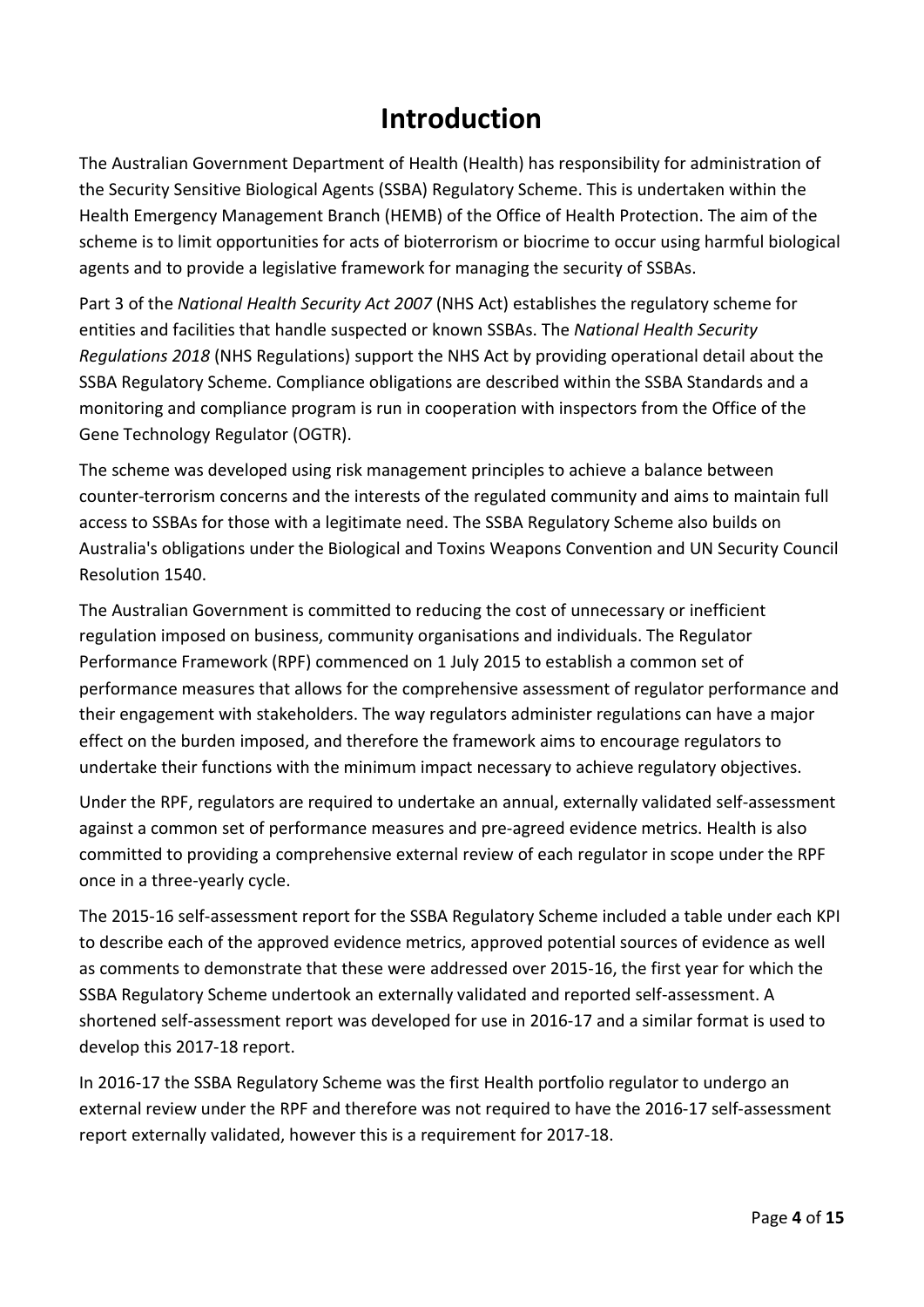# Introduction

The Australian Government Department of Health (Health) has responsibility for administration of the Security Sensitive Biological Agents (SSBA) Regulatory Scheme. This is undertaken within the Health Emergency Management Branch (HEMB) of the Office of Health Protection. The aim of the scheme is to limit opportunities for acts of bioterrorism or biocrime to occur using harmful biological agents and to provide a legislative framework for managing the security of SSBAs.

Part 3 of the *National Health Security Act 2007* (NHS Act) establishes the regulatory scheme for entities and facilities that handle suspected or known SSBAs. The *National Health Security Regulations 2018* (NHS Regulations) support the NHS Act by providing operational detail about the SSBA Regulatory Scheme. Compliance obligations are described within the SSBA Standards and a monitoring and compliance program is run in cooperation with inspectors from the Office of the Gene Technology Regulator (OGTR).

The scheme was developed using risk management principles to achieve a balance between counter-terrorism concerns and the interests of the regulated community and aims to maintain full access to SSBAs for those with a legitimate need. The SSBA Regulatory Scheme also builds on Australia's obligations under the Biological and Toxins Weapons Convention and UN Security Council Resolution 1540.

The Australian Government is committed to reducing the cost of unnecessary or inefficient regulation imposed on business, community organisations and individuals. The Regulator Performance Framework (RPF) commenced on 1 July 2015 to establish a common set of performance measures that allows for the comprehensive assessment of regulator performance and their engagement with stakeholders. The way regulators administer regulations can have a major effect on the burden imposed, and therefore the framework aims to encourage regulators to undertake their functions with the minimum impact necessary to achieve regulatory objectives.

Under the RPF, regulators are required to undertake an annual, externally validated self-assessment against a common set of performance measures and pre-agreed evidence metrics. Health is also committed to providing a comprehensive external review of each regulator in scope under the RPF once in a three-yearly cycle.

The 2015-16 self-assessment report for the SSBA Regulatory Scheme included a table under each KPI to describe each of the approved evidence metrics, approved potential sources of evidence as well as comments to demonstrate that these were addressed over 2015-16, the first year for which the SSBA Regulatory Scheme undertook an externally validated and reported self-assessment. A shortened self-assessment report was developed for use in 2016-17 and a similar format is used to develop this 2017-18 report.

In 2016-17 the SSBA Regulatory Scheme was the first Health portfolio regulator to undergo an external review under the RPF and therefore was not required to have the 2016-17 self-assessment report externally validated, however this is a requirement for 2017-18.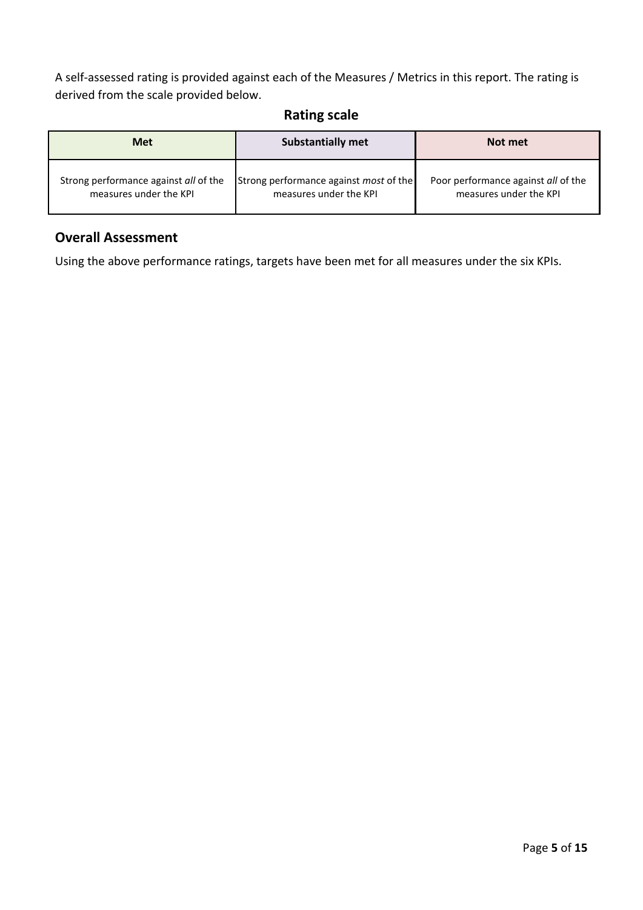A self-assessed rating is provided against each of the Measures / Metrics in this report. The rating is derived from the scale provided below.

## Rating scale

| Met | Substantially met | Not met |
|---|---|---|
| Strong performance against *all* of the measures under the KPI | Strong performance against *most* of the measures under the KPI | Poor performance against *all* of the measures under the KPI |

## Overall Assessment

Using the above performance ratings, targets have been met for all measures under the six KPIs.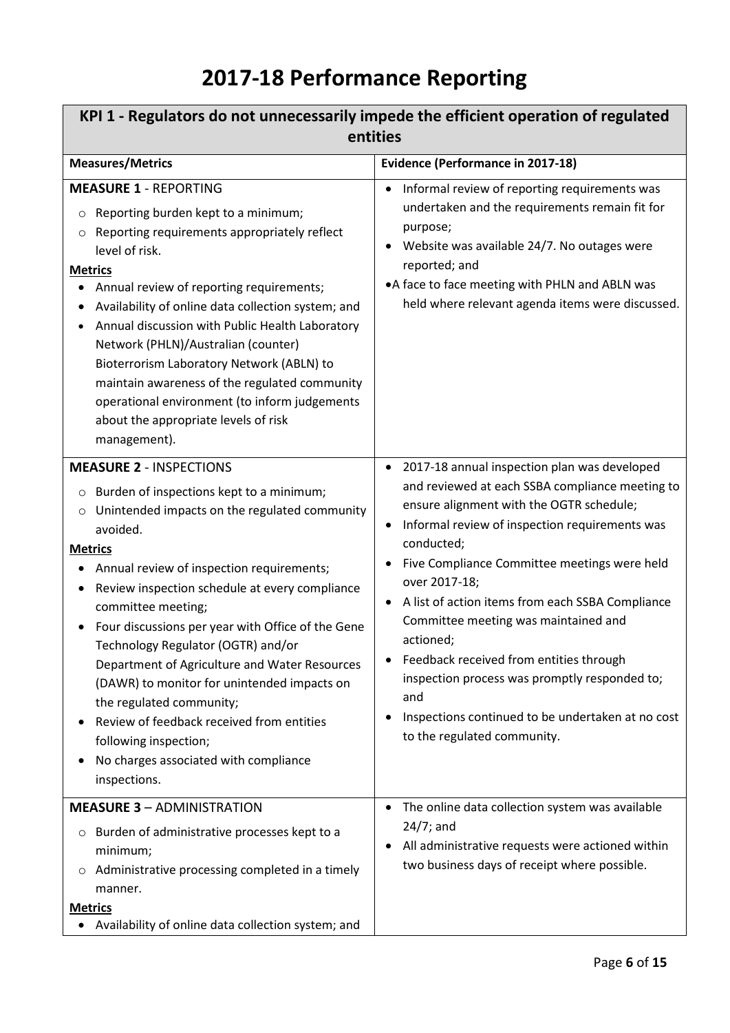# 2017-18 Performance Reporting

| KPI 1 - Regulators do not unnecessarily impede the efficient operation of regulated entities | |
|---|---|
| **Measures/Metrics** | **Evidence (Performance in 2017-18)** |
| **MEASURE 1** - REPORTING<br>○ Reporting burden kept to a minimum;<br>○ Reporting requirements appropriately reflect level of risk.<br>**Metrics**<br>• Annual review of reporting requirements;<br>• Availability of online data collection system; and<br>• Annual discussion with Public Health Laboratory Network (PHLN)/Australian (counter) Bioterrorism Laboratory Network (ABLN) to maintain awareness of the regulated community operational environment (to inform judgements about the appropriate levels of risk management). | • Informal review of reporting requirements was undertaken and the requirements remain fit for purpose;<br>• Website was available 24/7. No outages were reported; and<br>• A face to face meeting with PHLN and ABLN was held where relevant agenda items were discussed. |
| **MEASURE 2** - INSPECTIONS<br>○ Burden of inspections kept to a minimum;<br>○ Unintended impacts on the regulated community avoided.<br>**Metrics**<br>• Annual review of inspection requirements;<br>• Review inspection schedule at every compliance committee meeting;<br>• Four discussions per year with Office of the Gene Technology Regulator (OGTR) and/or Department of Agriculture and Water Resources (DAWR) to monitor for unintended impacts on the regulated community;<br>• Review of feedback received from entities following inspection;<br>• No charges associated with compliance inspections. | • 2017-18 annual inspection plan was developed and reviewed at each SSBA compliance meeting to ensure alignment with the OGTR schedule;<br>• Informal review of inspection requirements was conducted;<br>• Five Compliance Committee meetings were held over 2017-18;<br>• A list of action items from each SSBA Compliance Committee meeting was maintained and actioned;<br>• Feedback received from entities through inspection process was promptly responded to; and<br>• Inspections continued to be undertaken at no cost to the regulated community. |
| **MEASURE 3** – ADMINISTRATION<br>○ Burden of administrative processes kept to a minimum;<br>○ Administrative processing completed in a timely manner.<br>**Metrics**<br>• Availability of online data collection system; and | • The online data collection system was available 24/7; and<br>• All administrative requests were actioned within two business days of receipt where possible. |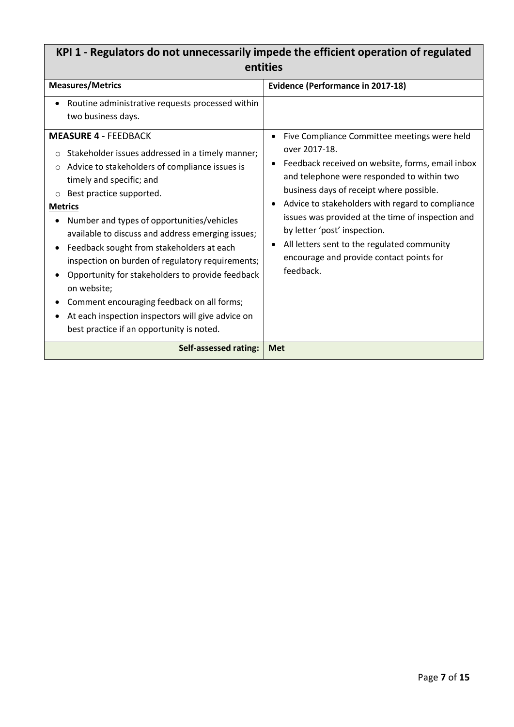| KPI 1 - Regulators do not unnecessarily impede the efficient operation of regulated entities | |
|---|---|
| **Measures/Metrics** | **Evidence (Performance in 2017-18)** |
| • Routine administrative requests processed within two business days. | |
| **MEASURE 4** - FEEDBACK<br>○ Stakeholder issues addressed in a timely manner;<br>○ Advice to stakeholders of compliance issues is timely and specific; and<br>○ Best practice supported.<br>**Metrics**<br>• Number and types of opportunities/vehicles available to discuss and address emerging issues;<br>• Feedback sought from stakeholders at each inspection on burden of regulatory requirements;<br>• Opportunity for stakeholders to provide feedback on website;<br>• Comment encouraging feedback on all forms;<br>• At each inspection inspectors will give advice on best practice if an opportunity is noted. | • Five Compliance Committee meetings were held over 2017-18.<br>• Feedback received on website, forms, email inbox and telephone were responded to within two business days of receipt where possible.<br>• Advice to stakeholders with regard to compliance issues was provided at the time of inspection and by letter 'post' inspection.<br>• All letters sent to the regulated community encourage and provide contact points for feedback. |
| **Self-assessed rating:** | **Met** |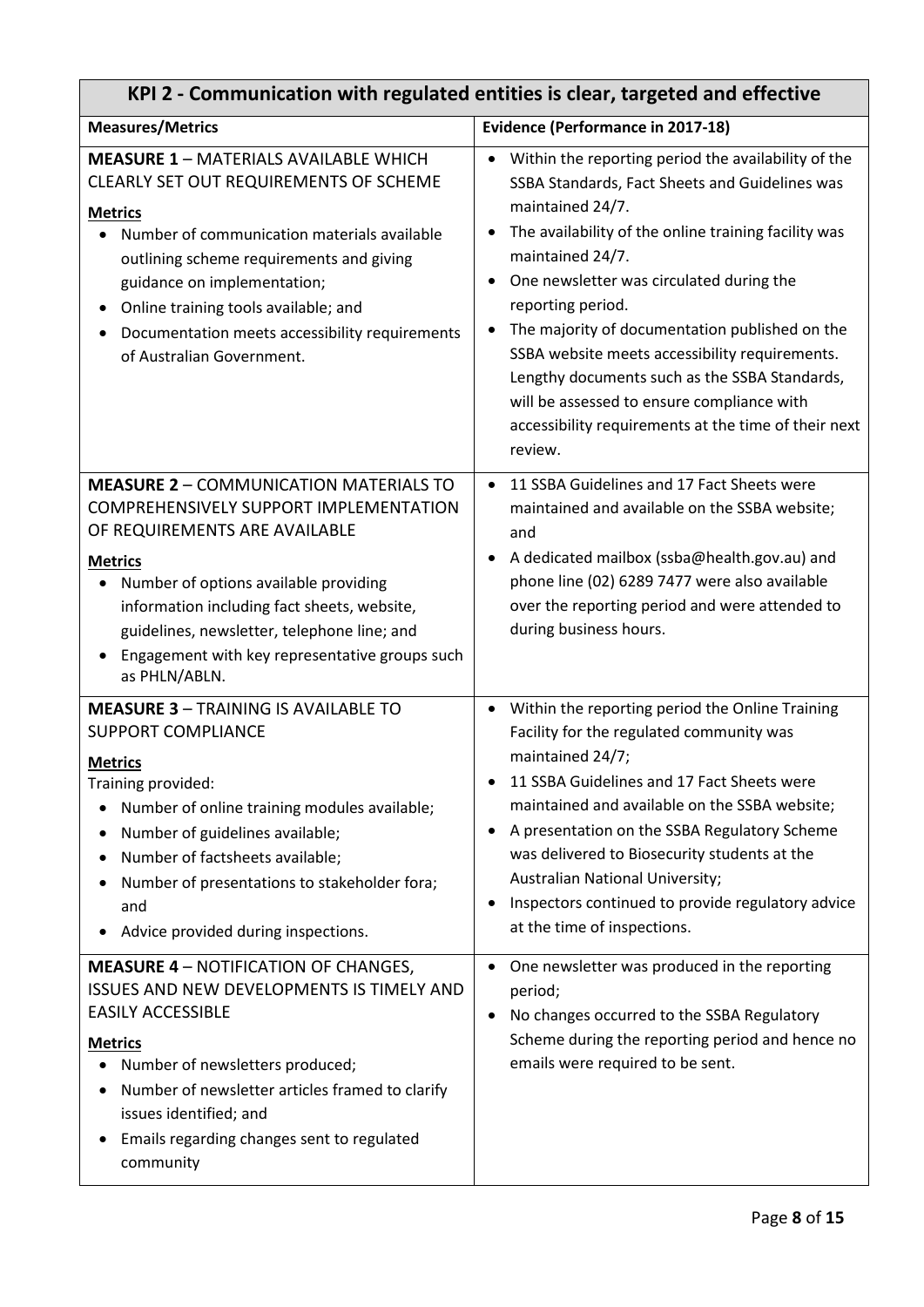| KPI 2 - Communication with regulated entities is clear, targeted and effective | |
|---|---|
| **Measures/Metrics** | **Evidence (Performance in 2017-18)** |
| **MEASURE 1** – MATERIALS AVAILABLE WHICH CLEARLY SET OUT REQUIREMENTS OF SCHEME<br><br>**Metrics**<br>• Number of communication materials available outlining scheme requirements and giving guidance on implementation;<br>• Online training tools available; and<br>• Documentation meets accessibility requirements of Australian Government. | • Within the reporting period the availability of the SSBA Standards, Fact Sheets and Guidelines was maintained 24/7.<br>• The availability of the online training facility was maintained 24/7.<br>• One newsletter was circulated during the reporting period.<br>• The majority of documentation published on the SSBA website meets accessibility requirements. Lengthy documents such as the SSBA Standards, will be assessed to ensure compliance with accessibility requirements at the time of their next review. |
| **MEASURE 2** – COMMUNICATION MATERIALS TO COMPREHENSIVELY SUPPORT IMPLEMENTATION OF REQUIREMENTS ARE AVAILABLE<br><br>**Metrics**<br>• Number of options available providing information including fact sheets, website, guidelines, newsletter, telephone line; and<br>• Engagement with key representative groups such as PHLN/ABLN. | • 11 SSBA Guidelines and 17 Fact Sheets were maintained and available on the SSBA website; and<br>• A dedicated mailbox (ssba@health.gov.au) and phone line (02) 6289 7477 were also available over the reporting period and were attended to during business hours. |
| **MEASURE 3** – TRAINING IS AVAILABLE TO SUPPORT COMPLIANCE<br><br>**Metrics**<br>Training provided:<br>• Number of online training modules available;<br>• Number of guidelines available;<br>• Number of factsheets available;<br>• Number of presentations to stakeholder fora; and<br>• Advice provided during inspections. | • Within the reporting period the Online Training Facility for the regulated community was maintained 24/7;<br>• 11 SSBA Guidelines and 17 Fact Sheets were maintained and available on the SSBA website;<br>• A presentation on the SSBA Regulatory Scheme was delivered to Biosecurity students at the Australian National University;<br>• Inspectors continued to provide regulatory advice at the time of inspections. |
| **MEASURE 4** – NOTIFICATION OF CHANGES, ISSUES AND NEW DEVELOPMENTS IS TIMELY AND EASILY ACCESSIBLE<br><br>**Metrics**<br>• Number of newsletters produced;<br>• Number of newsletter articles framed to clarify issues identified; and<br>• Emails regarding changes sent to regulated community | • One newsletter was produced in the reporting period;<br>• No changes occurred to the SSBA Regulatory Scheme during the reporting period and hence no emails were required to be sent. |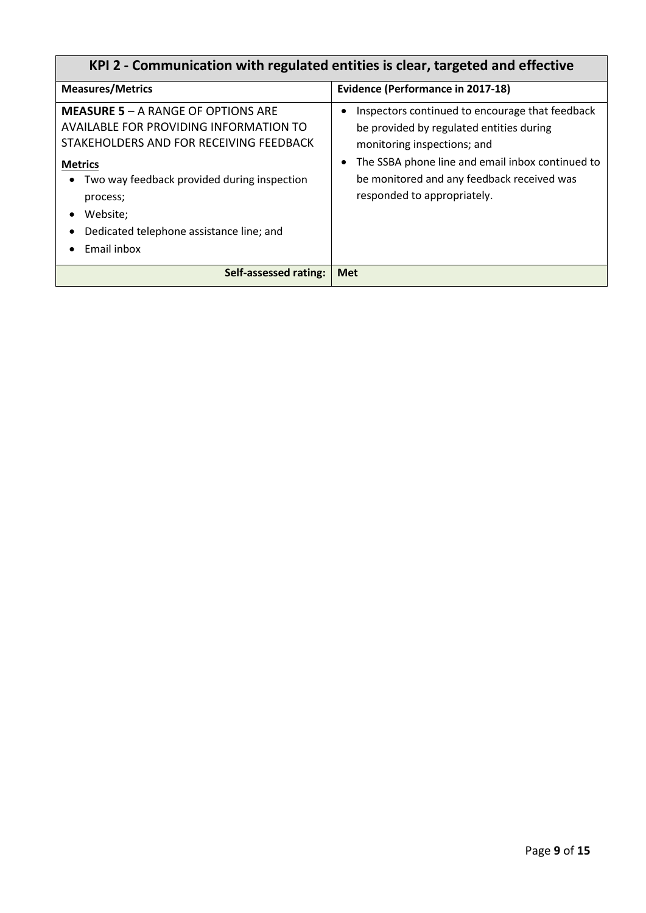| KPI 2 - Communication with regulated entities is clear, targeted and effective | |
|---|---|
| **Measures/Metrics** | **Evidence (Performance in 2017-18)** |
| **MEASURE 5** – A RANGE OF OPTIONS ARE AVAILABLE FOR PROVIDING INFORMATION TO STAKEHOLDERS AND FOR RECEIVING FEEDBACK<br><br>**Metrics**<br>• Two way feedback provided during inspection process;<br>• Website;<br>• Dedicated telephone assistance line; and<br>• Email inbox | • Inspectors continued to encourage that feedback be provided by regulated entities during monitoring inspections; and<br>• The SSBA phone line and email inbox continued to be monitored and any feedback received was responded to appropriately. |
| **Self-assessed rating:** | **Met** |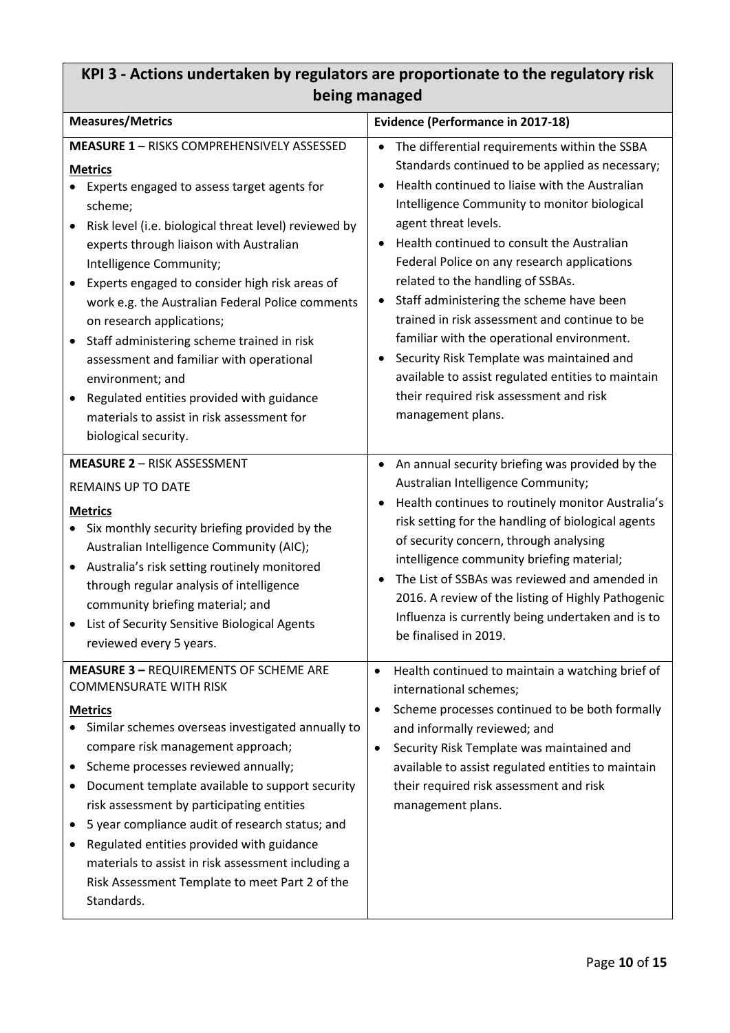## KPI 3 - Actions undertaken by regulators are proportionate to the regulatory risk being managed

| Measures/Metrics | Evidence (Performance in 2017-18) |
|---|---|
| **MEASURE 1** – RISKS COMPREHENSIVELY ASSESSED<br><br>**Metrics**<br>• Experts engaged to assess target agents for scheme;<br>• Risk level (i.e. biological threat level) reviewed by experts through liaison with Australian Intelligence Community;<br>• Experts engaged to consider high risk areas of work e.g. the Australian Federal Police comments on research applications;<br>• Staff administering scheme trained in risk assessment and familiar with operational environment; and<br>• Regulated entities provided with guidance materials to assist in risk assessment for biological security. | • The differential requirements within the SSBA Standards continued to be applied as necessary;<br>• Health continued to liaise with the Australian Intelligence Community to monitor biological agent threat levels.<br>• Health continued to consult the Australian Federal Police on any research applications related to the handling of SSBAs.<br>• Staff administering the scheme have been trained in risk assessment and continue to be familiar with the operational environment.<br>• Security Risk Template was maintained and available to assist regulated entities to maintain their required risk assessment and risk management plans. |
| **MEASURE 2** – RISK ASSESSMENT REMAINS UP TO DATE<br><br>**Metrics**<br>• Six monthly security briefing provided by the Australian Intelligence Community (AIC);<br>• Australia's risk setting routinely monitored through regular analysis of intelligence community briefing material; and<br>• List of Security Sensitive Biological Agents reviewed every 5 years. | • An annual security briefing was provided by the Australian Intelligence Community;<br>• Health continues to routinely monitor Australia's risk setting for the handling of biological agents of security concern, through analysing intelligence community briefing material;<br>• The List of SSBAs was reviewed and amended in 2016. A review of the listing of Highly Pathogenic Influenza is currently being undertaken and is to be finalised in 2019. |
| **MEASURE 3 –** REQUIREMENTS OF SCHEME ARE COMMENSURATE WITH RISK<br><br>**Metrics**<br>• Similar schemes overseas investigated annually to compare risk management approach;<br>• Scheme processes reviewed annually;<br>• Document template available to support security risk assessment by participating entities<br>• 5 year compliance audit of research status; and<br>• Regulated entities provided with guidance materials to assist in risk assessment including a Risk Assessment Template to meet Part 2 of the Standards. | • Health continued to maintain a watching brief of international schemes;<br>• Scheme processes continued to be both formally and informally reviewed; and<br>• Security Risk Template was maintained and available to assist regulated entities to maintain their required risk assessment and risk management plans. |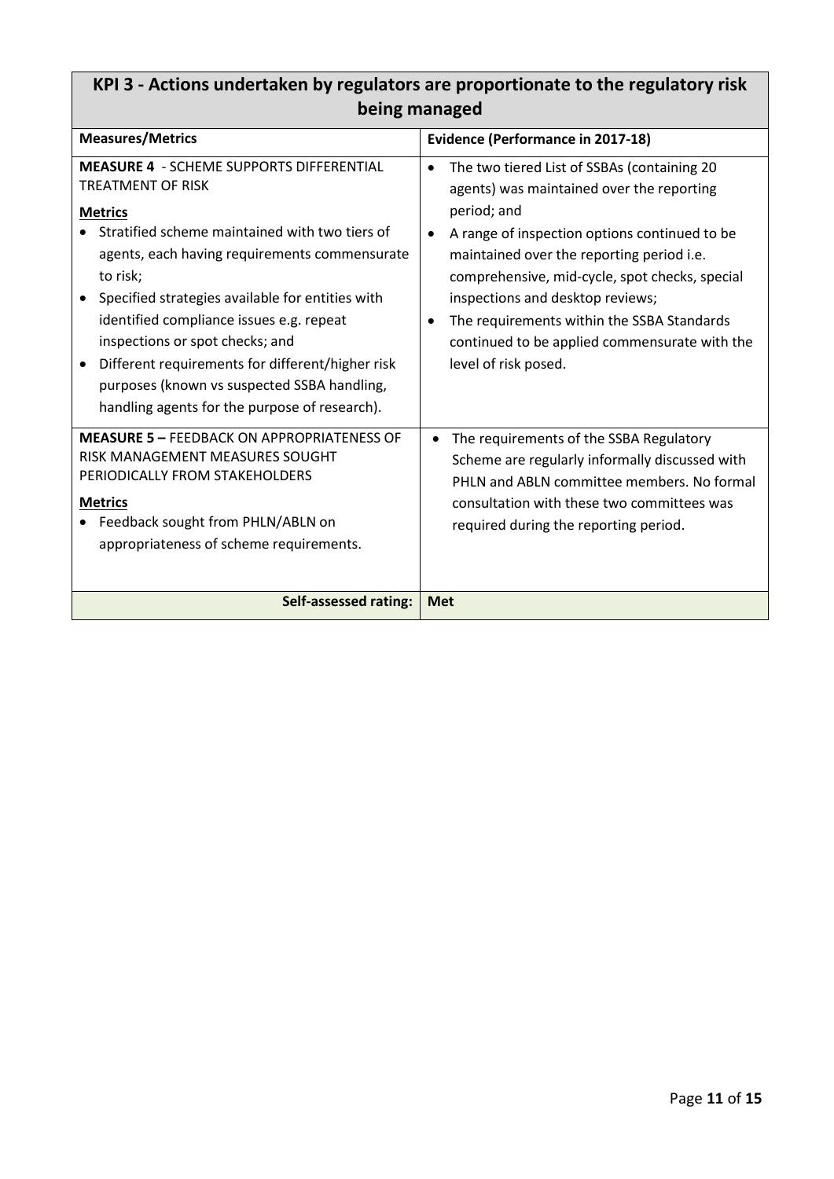| KPI 3 - Actions undertaken by regulators are proportionate to the regulatory risk being managed | |
|---|---|
| **Measures/Metrics** | **Evidence (Performance in 2017-18)** |
| **MEASURE 4** - SCHEME SUPPORTS DIFFERENTIAL TREATMENT OF RISK<br><br>**Metrics**<br>• Stratified scheme maintained with two tiers of agents, each having requirements commensurate to risk;<br>• Specified strategies available for entities with identified compliance issues e.g. repeat inspections or spot checks; and<br>• Different requirements for different/higher risk purposes (known vs suspected SSBA handling, handling agents for the purpose of research). | • The two tiered List of SSBAs (containing 20 agents) was maintained over the reporting period; and<br>• A range of inspection options continued to be maintained over the reporting period i.e. comprehensive, mid-cycle, spot checks, special inspections and desktop reviews;<br>• The requirements within the SSBA Standards continued to be applied commensurate with the level of risk posed. |
| **MEASURE 5 –** FEEDBACK ON APPROPRIATENESS OF RISK MANAGEMENT MEASURES SOUGHT PERIODICALLY FROM STAKEHOLDERS<br><br>**Metrics**<br>• Feedback sought from PHLN/ABLN on appropriateness of scheme requirements. | • The requirements of the SSBA Regulatory Scheme are regularly informally discussed with PHLN and ABLN committee members. No formal consultation with these two committees was required during the reporting period. |
| **Self-assessed rating:** | **Met** |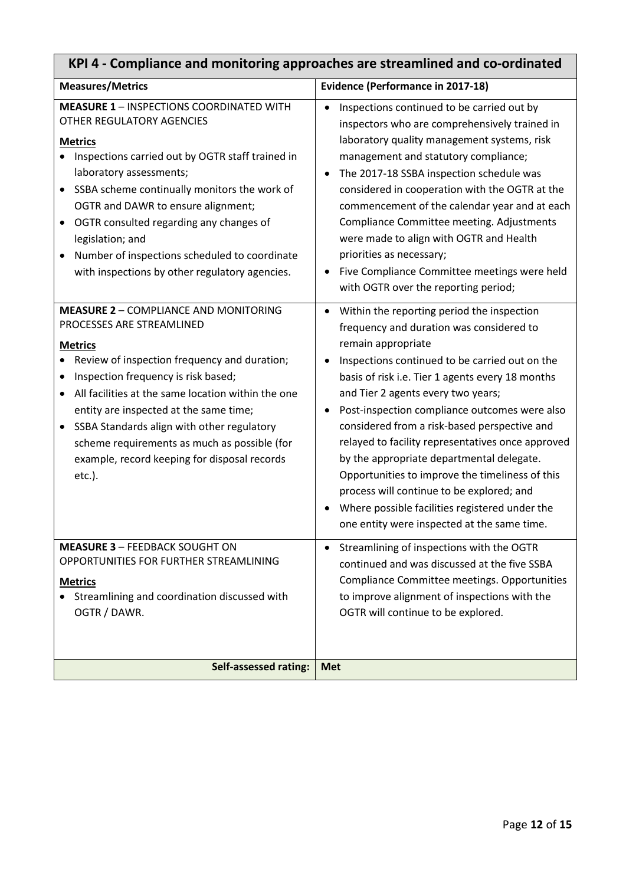## KPI 4 - Compliance and monitoring approaches are streamlined and co-ordinated

| Measures/Metrics | Evidence (Performance in 2017-18) |
|---|---|
| **MEASURE 1** – INSPECTIONS COORDINATED WITH OTHER REGULATORY AGENCIES<br><br>**Metrics**<br>• Inspections carried out by OGTR staff trained in laboratory assessments;<br>• SSBA scheme continually monitors the work of OGTR and DAWR to ensure alignment;<br>• OGTR consulted regarding any changes of legislation; and<br>• Number of inspections scheduled to coordinate with inspections by other regulatory agencies. | • Inspections continued to be carried out by inspectors who are comprehensively trained in laboratory quality management systems, risk management and statutory compliance;<br>• The 2017-18 SSBA inspection schedule was considered in cooperation with the OGTR at the commencement of the calendar year and at each Compliance Committee meeting. Adjustments were made to align with OGTR and Health priorities as necessary;<br>• Five Compliance Committee meetings were held with OGTR over the reporting period; |
| **MEASURE 2** – COMPLIANCE AND MONITORING PROCESSES ARE STREAMLINED<br><br>**Metrics**<br>• Review of inspection frequency and duration;<br>• Inspection frequency is risk based;<br>• All facilities at the same location within the one entity are inspected at the same time;<br>• SSBA Standards align with other regulatory scheme requirements as much as possible (for example, record keeping for disposal records etc.). | • Within the reporting period the inspection frequency and duration was considered to remain appropriate<br>• Inspections continued to be carried out on the basis of risk i.e. Tier 1 agents every 18 months and Tier 2 agents every two years;<br>• Post-inspection compliance outcomes were also considered from a risk-based perspective and relayed to facility representatives once approved by the appropriate departmental delegate. Opportunities to improve the timeliness of this process will continue to be explored; and<br>• Where possible facilities registered under the one entity were inspected at the same time. |
| **MEASURE 3** – FEEDBACK SOUGHT ON OPPORTUNITIES FOR FURTHER STREAMLINING<br><br>**Metrics**<br>• Streamlining and coordination discussed with OGTR / DAWR. | • Streamlining of inspections with the OGTR continued and was discussed at the five SSBA Compliance Committee meetings. Opportunities to improve alignment of inspections with the OGTR will continue to be explored. |
| **Self-assessed rating:** | **Met** |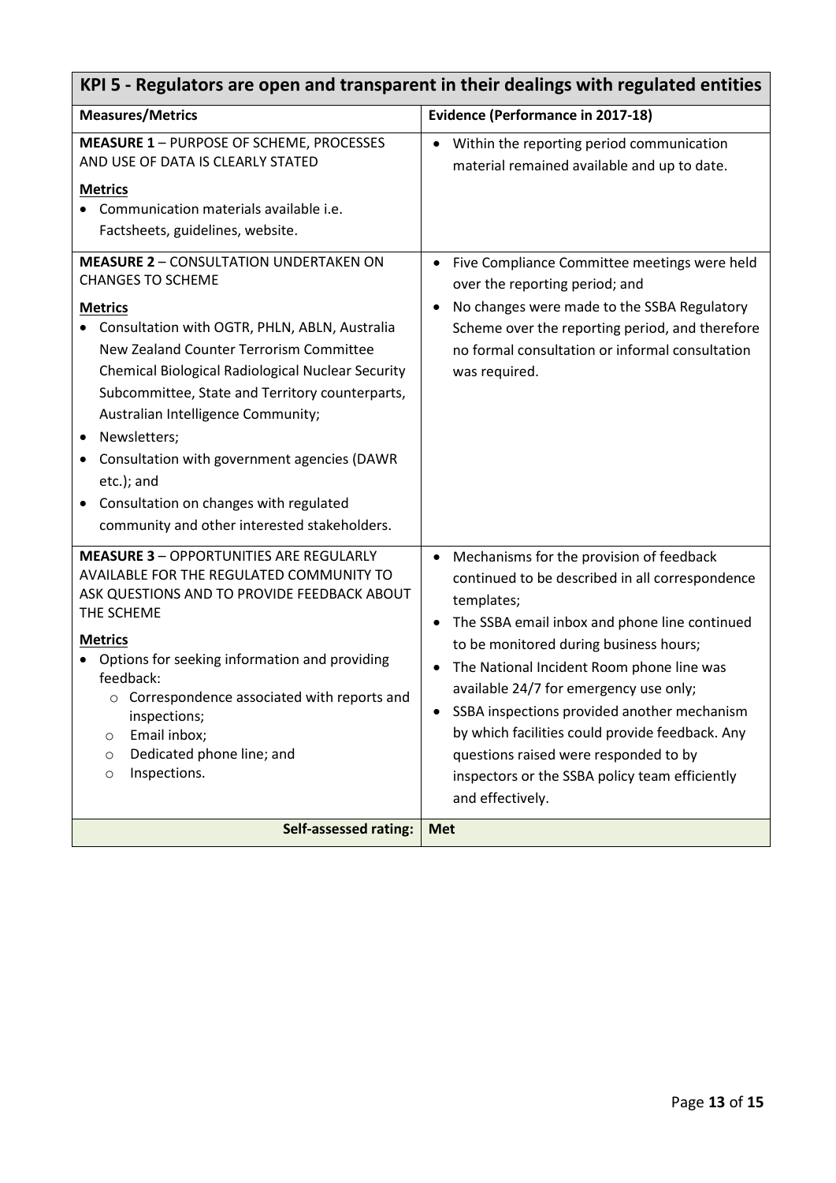| KPI 5 - Regulators are open and transparent in their dealings with regulated entities | |
|---|---|
| **Measures/Metrics** | **Evidence (Performance in 2017-18)** |
| **MEASURE 1** – PURPOSE OF SCHEME, PROCESSES AND USE OF DATA IS CLEARLY STATED<br><br>**Metrics**<br>• Communication materials available i.e. Factsheets, guidelines, website. | • Within the reporting period communication material remained available and up to date. |
| **MEASURE 2** – CONSULTATION UNDERTAKEN ON CHANGES TO SCHEME<br><br>**Metrics**<br>• Consultation with OGTR, PHLN, ABLN, Australia New Zealand Counter Terrorism Committee Chemical Biological Radiological Nuclear Security Subcommittee, State and Territory counterparts, Australian Intelligence Community;<br>• Newsletters;<br>• Consultation with government agencies (DAWR etc.); and<br>• Consultation on changes with regulated community and other interested stakeholders. | • Five Compliance Committee meetings were held over the reporting period; and<br>• No changes were made to the SSBA Regulatory Scheme over the reporting period, and therefore no formal consultation or informal consultation was required. |
| **MEASURE 3** – OPPORTUNITIES ARE REGULARLY AVAILABLE FOR THE REGULATED COMMUNITY TO ASK QUESTIONS AND TO PROVIDE FEEDBACK ABOUT THE SCHEME<br><br>**Metrics**<br>• Options for seeking information and providing feedback:<br>  ○ Correspondence associated with reports and inspections;<br>  ○ Email inbox;<br>  ○ Dedicated phone line; and<br>  ○ Inspections. | • Mechanisms for the provision of feedback continued to be described in all correspondence templates;<br>• The SSBA email inbox and phone line continued to be monitored during business hours;<br>• The National Incident Room phone line was available 24/7 for emergency use only;<br>• SSBA inspections provided another mechanism by which facilities could provide feedback. Any questions raised were responded to by inspectors or the SSBA policy team efficiently and effectively. |
| **Self-assessed rating:** | **Met** |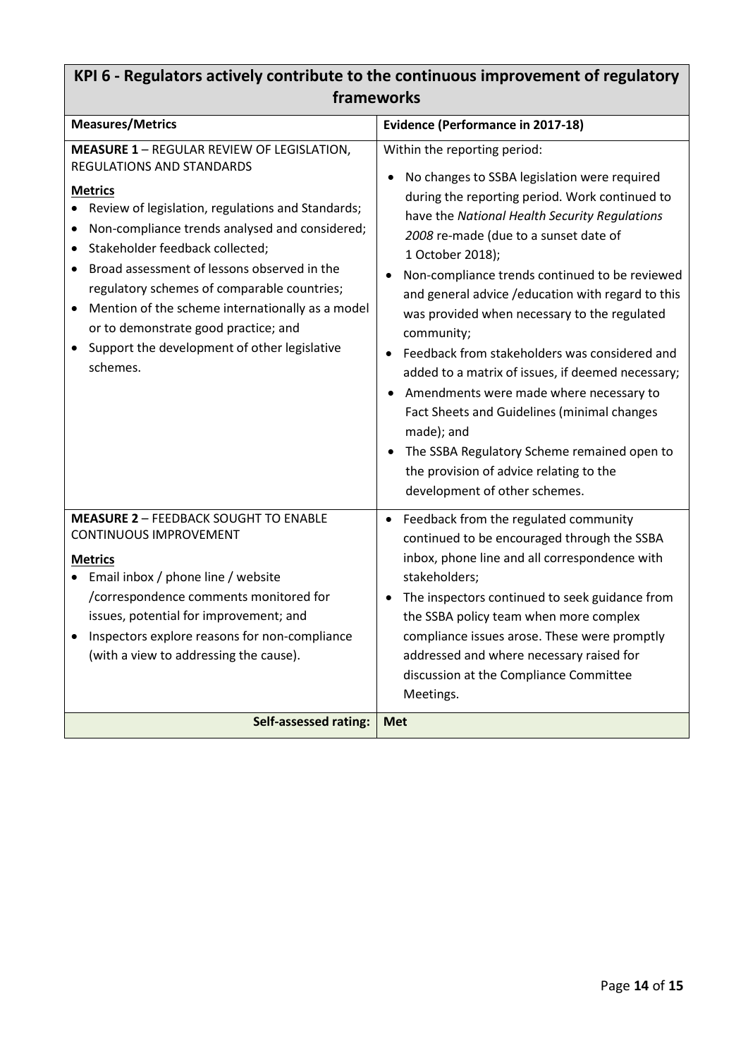| KPI 6 - Regulators actively contribute to the continuous improvement of regulatory frameworks | |
|---|---|
| **Measures/Metrics** | **Evidence (Performance in 2017-18)** |
| **MEASURE 1** – REGULAR REVIEW OF LEGISLATION, REGULATIONS AND STANDARDS<br><br>**Metrics**<br>• Review of legislation, regulations and Standards;<br>• Non-compliance trends analysed and considered;<br>• Stakeholder feedback collected;<br>• Broad assessment of lessons observed in the regulatory schemes of comparable countries;<br>• Mention of the scheme internationally as a model or to demonstrate good practice; and<br>• Support the development of other legislative schemes. | Within the reporting period:<br>• No changes to SSBA legislation were required during the reporting period. Work continued to have the *National Health Security Regulations 2008* re-made (due to a sunset date of 1 October 2018);<br>• Non-compliance trends continued to be reviewed and general advice /education with regard to this was provided when necessary to the regulated community;<br>• Feedback from stakeholders was considered and added to a matrix of issues, if deemed necessary;<br>• Amendments were made where necessary to Fact Sheets and Guidelines (minimal changes made); and<br>• The SSBA Regulatory Scheme remained open to the provision of advice relating to the development of other schemes. |
| **MEASURE 2** – FEEDBACK SOUGHT TO ENABLE CONTINUOUS IMPROVEMENT<br><br>**Metrics**<br>• Email inbox / phone line / website /correspondence comments monitored for issues, potential for improvement; and<br>• Inspectors explore reasons for non-compliance (with a view to addressing the cause). | • Feedback from the regulated community continued to be encouraged through the SSBA inbox, phone line and all correspondence with stakeholders;<br>• The inspectors continued to seek guidance from the SSBA policy team when more complex compliance issues arose. These were promptly addressed and where necessary raised for discussion at the Compliance Committee Meetings. |
| **Self-assessed rating:** | **Met** |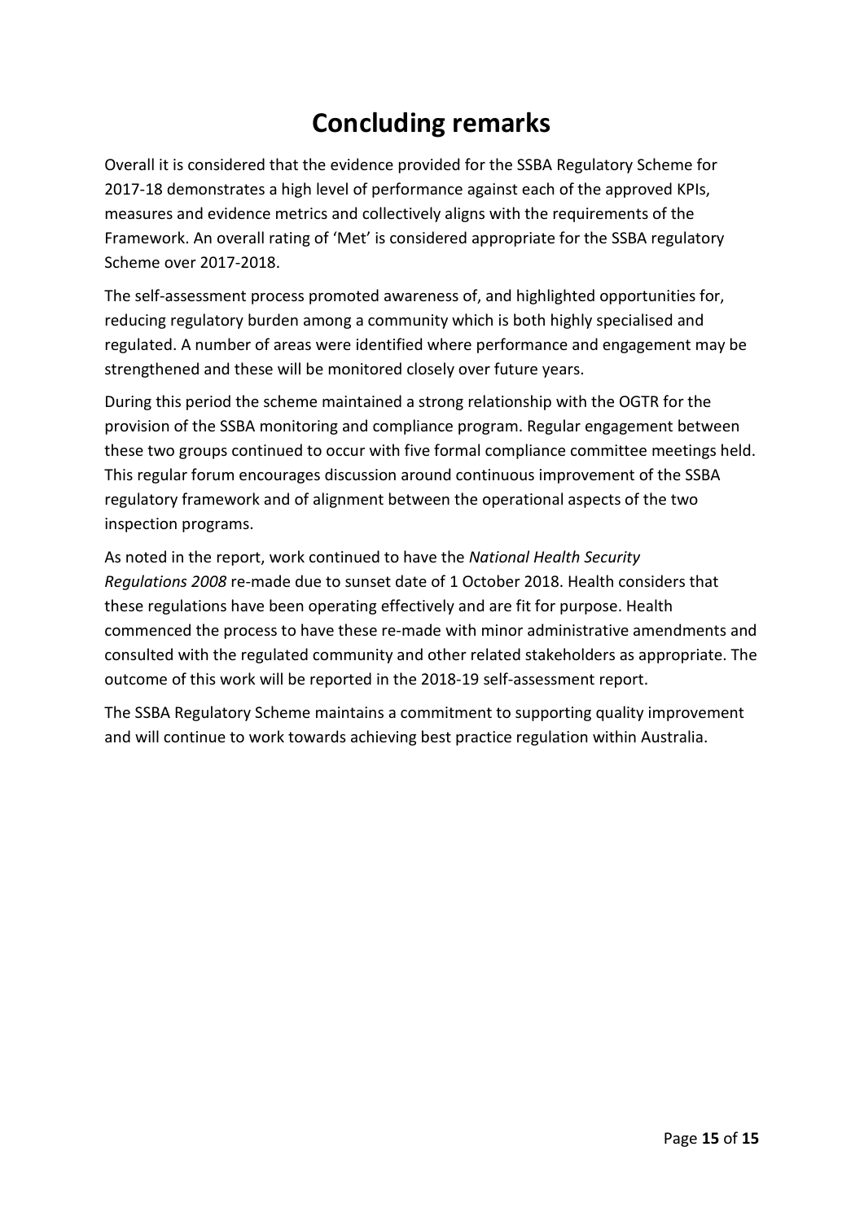# Concluding remarks

Overall it is considered that the evidence provided for the SSBA Regulatory Scheme for 2017-18 demonstrates a high level of performance against each of the approved KPIs, measures and evidence metrics and collectively aligns with the requirements of the Framework. An overall rating of 'Met' is considered appropriate for the SSBA regulatory Scheme over 2017-2018.

The self-assessment process promoted awareness of, and highlighted opportunities for, reducing regulatory burden among a community which is both highly specialised and regulated. A number of areas were identified where performance and engagement may be strengthened and these will be monitored closely over future years.

During this period the scheme maintained a strong relationship with the OGTR for the provision of the SSBA monitoring and compliance program. Regular engagement between these two groups continued to occur with five formal compliance committee meetings held. This regular forum encourages discussion around continuous improvement of the SSBA regulatory framework and of alignment between the operational aspects of the two inspection programs.

As noted in the report, work continued to have the *National Health Security Regulations 2008* re-made due to sunset date of 1 October 2018. Health considers that these regulations have been operating effectively and are fit for purpose. Health commenced the process to have these re-made with minor administrative amendments and consulted with the regulated community and other related stakeholders as appropriate. The outcome of this work will be reported in the 2018-19 self-assessment report.

The SSBA Regulatory Scheme maintains a commitment to supporting quality improvement and will continue to work towards achieving best practice regulation within Australia.